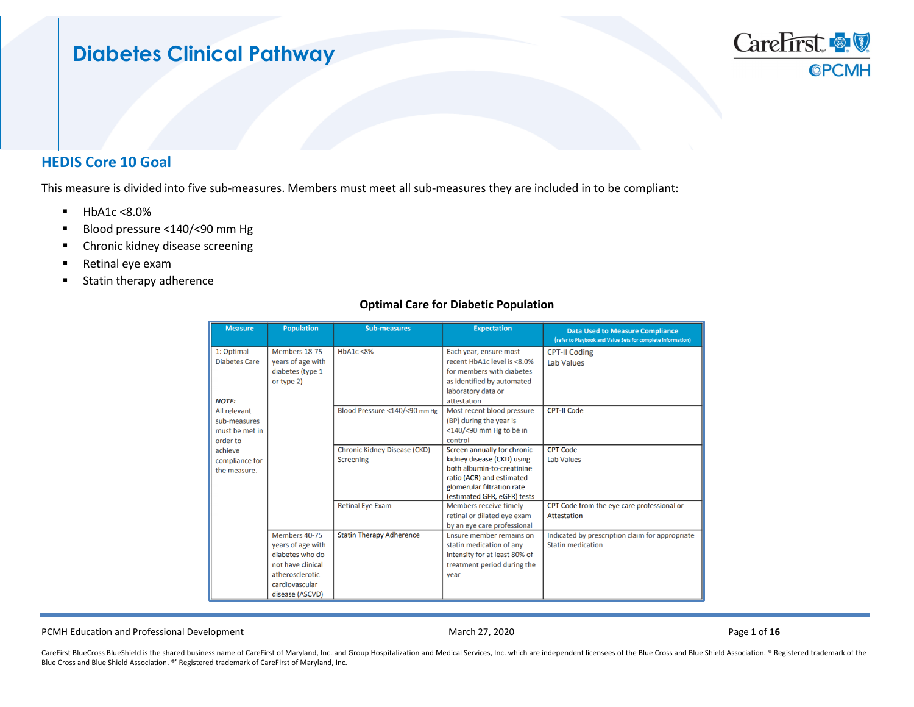# Diabetes Clinical Pathway

## HEDIS Core 10 Goal

This measure is divided into five sub-measures. Members must meet all sub-measures they are included in to be compliant:

- HbA1c <8.0%
- Blood pressure <140/<90 mm Hg
- Chronic kidney disease screening
- Retinal eye exam
- Statin therapy adherence

**Optimal Care for Diabetic Population**

| Measure | Population | Sub-measures | Expectation | Data Used to Measure Compliance (refer to Playbook and Value Sets for complete information) |
|---|---|---|---|---|
| 1: Optimal Diabetes Care<br><br>***NOTE:*** All relevant sub-measures must be met in order to achieve compliance for the measure. | Members 18-75 years of age with diabetes (type 1 or type 2) | HbA1c <8% | Each year, ensure most recent HbA1c level is <8.0% for members with diabetes as identified by automated laboratory data or attestation | CPT-II Coding<br>Lab Values |
| | | Blood Pressure <140/<90 mm Hg | Most recent blood pressure (BP) during the year is <140/<90 mm Hg to be in control | CPT-II Code |
| | | Chronic Kidney Disease (CKD) Screening | Screen annually for chronic kidney disease (CKD) using both albumin-to-creatinine ratio (ACR) and estimated glomerular filtration rate (estimated GFR, eGFR) tests | CPT Code<br>Lab Values |
| | | Retinal Eye Exam | Members receive timely retinal or dilated eye exam by an eye care professional | CPT Code from the eye care professional or Attestation |
| | Members 40-75 years of age with diabetes who do not have clinical atherosclerotic cardiovascular disease (ASCVD) | Statin Therapy Adherence | Ensure member remains on statin medication of any intensity for at least 80% of treatment period during the year | Indicated by prescription claim for appropriate Statin medication |

PCMH Education and Professional Development

March 27, 2020

CareFirst BlueCross BlueShield is the shared business name of CareFirst of Maryland, Inc. and Group Hospitalization and Medical Services, Inc. which are independent licensees of the Blue Cross and Blue Shield Association. ® Registered trademark of the Blue Cross and Blue Shield Association. ®' Registered trademark of CareFirst of Maryland, Inc.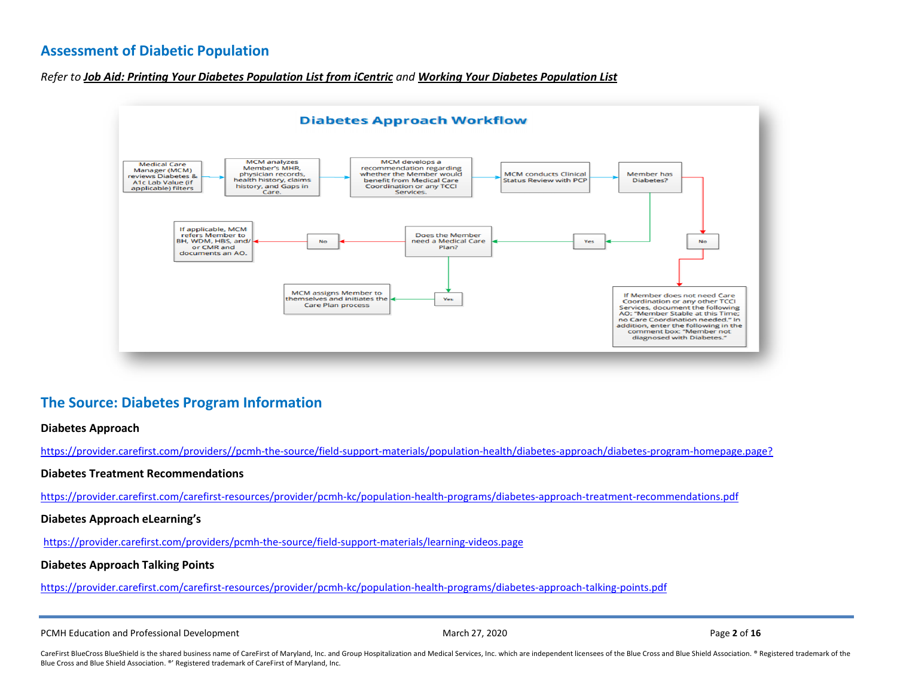## Assessment of Diabetic Population

*Refer to* ***Job Aid: Printing Your Diabetes Population List from iCentric*** *and* ***Working Your Diabetes Population List***

**Diabetes Approach Workflow**

Medical Care Manager (MCM) reviews Diabetes & A1c Lab Value (if applicable) filters → MCM analyzes Member's MHR, physician records, health history, claims history, and Gaps in Care. → MCM develops a recommendation regarding whether the Member would benefit from Medical Care Coordination or any TCCI Services. → MCM conducts Clinical Status Review with PCP → Member has Diabetes?

- No → If Member does not need Care Coordination or any other TCCI Services, document the following AO: "Member Stable at this Time; no Care Coordination needed." In addition, enter the following in the comment box: "Member not diagnosed with Diabetes."
- Yes → Does the Member need a Medical Care Plan?
  - No → If applicable, MCM refers Member to BH, WDM, HBS, and/ or CMR and documents an AO.
  - Yes → MCM assigns Member to themselves and initiates the Care Plan process

## The Source: Diabetes Program Information

**Diabetes Approach**

https://provider.carefirst.com/providers//pcmh-the-source/field-support-materials/population-health/diabetes-approach/diabetes-program-homepage.page?

**Diabetes Treatment Recommendations**

https://provider.carefirst.com/carefirst-resources/provider/pcmh-kc/population-health-programs/diabetes-approach-treatment-recommendations.pdf

**Diabetes Approach eLearning's**

https://provider.carefirst.com/providers/pcmh-the-source/field-support-materials/learning-videos.page

**Diabetes Approach Talking Points**

https://provider.carefirst.com/carefirst-resources/provider/pcmh-kc/population-health-programs/diabetes-approach-talking-points.pdf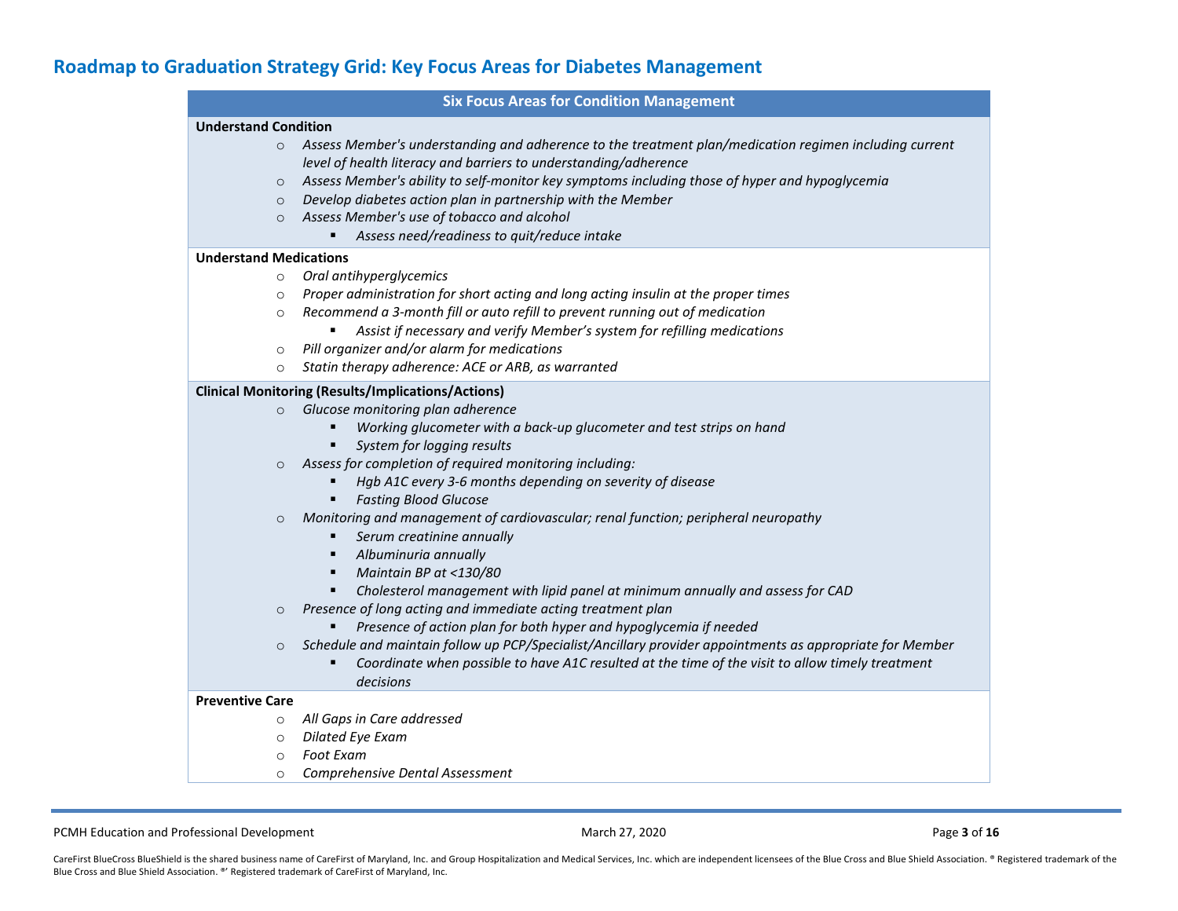## Roadmap to Graduation Strategy Grid: Key Focus Areas for Diabetes Management

**Six Focus Areas for Condition Management**

**Understand Condition**

- *Assess Member's understanding and adherence to the treatment plan/medication regimen including current level of health literacy and barriers to understanding/adherence*
- *Assess Member's ability to self-monitor key symptoms including those of hyper and hypoglycemia*
- *Develop diabetes action plan in partnership with the Member*
- *Assess Member's use of tobacco and alcohol*
    - *Assess need/readiness to quit/reduce intake*

**Understand Medications**

- *Oral antihyperglycemics*
- *Proper administration for short acting and long acting insulin at the proper times*
- *Recommend a 3-month fill or auto refill to prevent running out of medication*
    - *Assist if necessary and verify Member's system for refilling medications*
- *Pill organizer and/or alarm for medications*
- *Statin therapy adherence: ACE or ARB, as warranted*

**Clinical Monitoring (Results/Implications/Actions)**

- *Glucose monitoring plan adherence*
    - *Working glucometer with a back-up glucometer and test strips on hand*
    - *System for logging results*
- *Assess for completion of required monitoring including:*
    - *Hgb A1C every 3-6 months depending on severity of disease*
    - *Fasting Blood Glucose*
- *Monitoring and management of cardiovascular; renal function; peripheral neuropathy*
    - *Serum creatinine annually*
    - *Albuminuria annually*
    - *Maintain BP at <130/80*
    - *Cholesterol management with lipid panel at minimum annually and assess for CAD*
- *Presence of long acting and immediate acting treatment plan*
    - *Presence of action plan for both hyper and hypoglycemia if needed*
- *Schedule and maintain follow up PCP/Specialist/Ancillary provider appointments as appropriate for Member*
    - *Coordinate when possible to have A1C resulted at the time of the visit to allow timely treatment decisions*

**Preventive Care**

- *All Gaps in Care addressed*
- *Dilated Eye Exam*
- *Foot Exam*
- *Comprehensive Dental Assessment*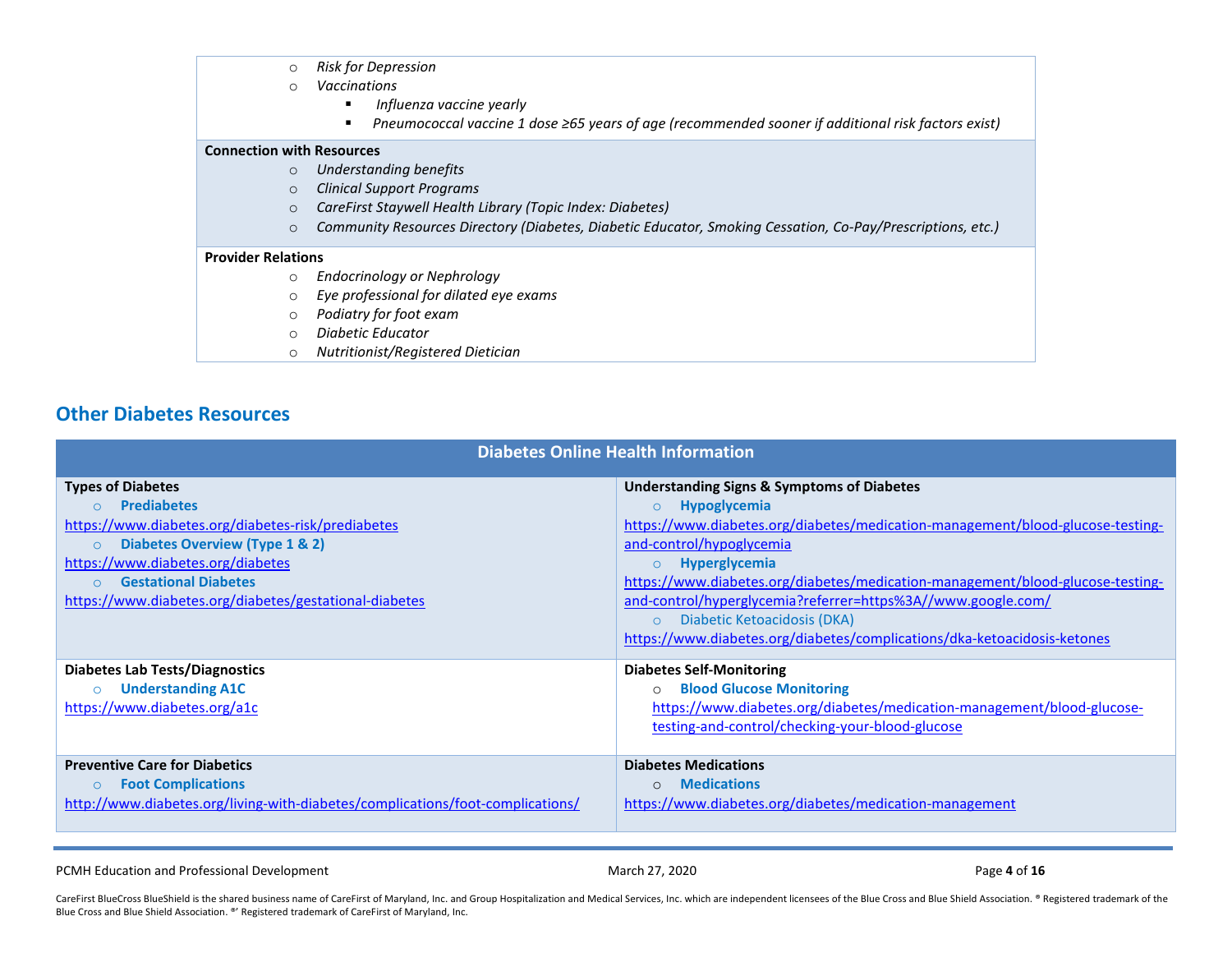- *Risk for Depression*
- *Vaccinations*
  - *Influenza vaccine yearly*
  - *Pneumococcal vaccine 1 dose ≥65 years of age (recommended sooner if additional risk factors exist)*

**Connection with Resources**

- *Understanding benefits*
- *Clinical Support Programs*
- *CareFirst Staywell Health Library (Topic Index: Diabetes)*
- *Community Resources Directory (Diabetes, Diabetic Educator, Smoking Cessation, Co-Pay/Prescriptions, etc.)*

**Provider Relations**

- *Endocrinology or Nephrology*
- *Eye professional for dilated eye exams*
- *Podiatry for foot exam*
- *Diabetic Educator*
- *Nutritionist/Registered Dietician*

## Other Diabetes Resources

| Diabetes Online Health Information | |
|---|---|
| **Types of Diabetes**<br>○ **Prediabetes**<br>https://www.diabetes.org/diabetes-risk/prediabetes<br>○ **Diabetes Overview (Type 1 & 2)**<br>https://www.diabetes.org/diabetes<br>○ **Gestational Diabetes**<br>https://www.diabetes.org/diabetes/gestational-diabetes | **Understanding Signs & Symptoms of Diabetes**<br>○ **Hypoglycemia**<br>https://www.diabetes.org/diabetes/medication-management/blood-glucose-testing-and-control/hypoglycemia<br>○ **Hyperglycemia**<br>https://www.diabetes.org/diabetes/medication-management/blood-glucose-testing-and-control/hyperglycemia?referrer=https%3A//www.google.com/<br>○ Diabetic Ketoacidosis (DKA)<br>https://www.diabetes.org/diabetes/complications/dka-ketoacidosis-ketones |
| **Diabetes Lab Tests/Diagnostics**<br>○ **Understanding A1C**<br>https://www.diabetes.org/a1c | **Diabetes Self-Monitoring**<br>○ **Blood Glucose Monitoring**<br>https://www.diabetes.org/diabetes/medication-management/blood-glucose-testing-and-control/checking-your-blood-glucose |
| **Preventive Care for Diabetics**<br>○ **Foot Complications**<br>http://www.diabetes.org/living-with-diabetes/complications/foot-complications/ | **Diabetes Medications**<br>○ **Medications**<br>https://www.diabetes.org/diabetes/medication-management |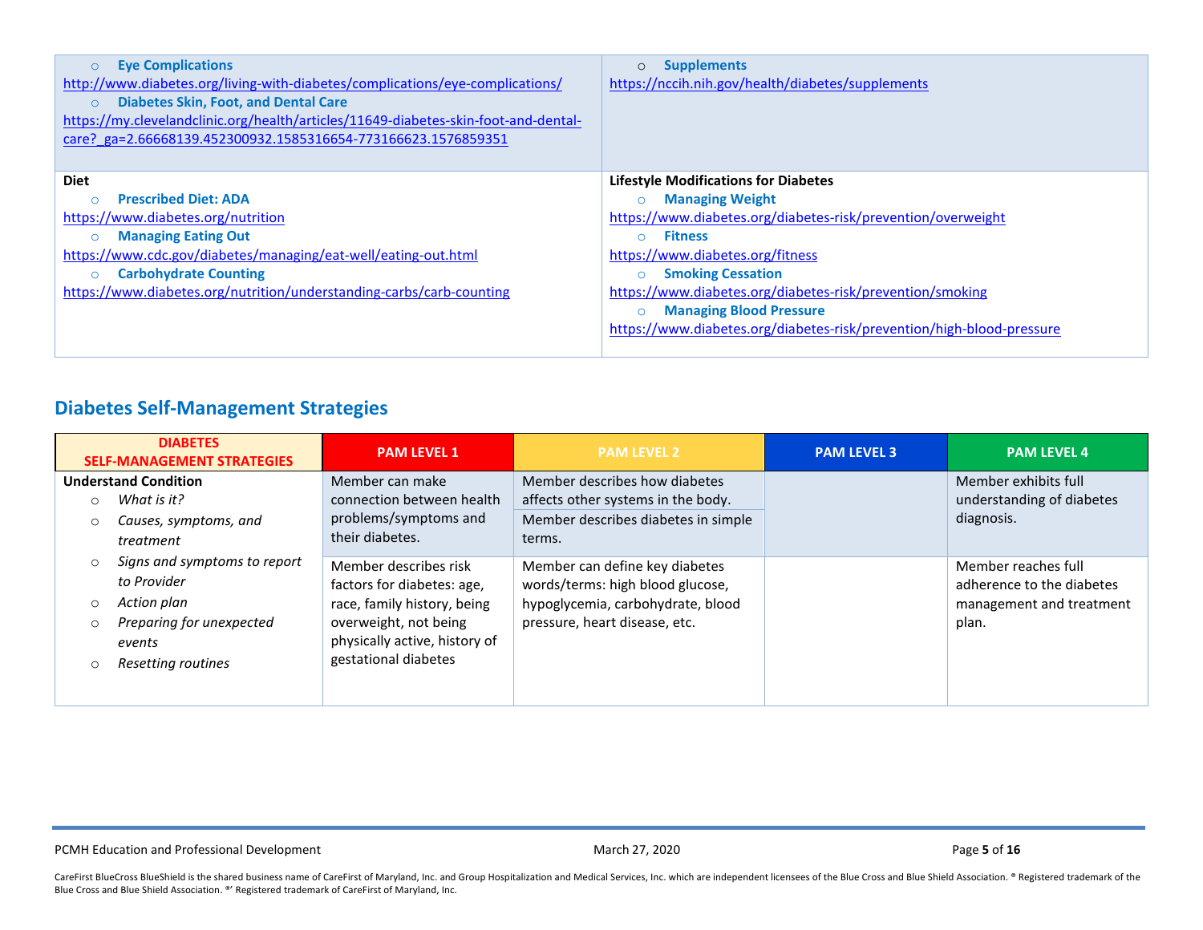| | |
|---|---|
| ○ **Eye Complications** http://www.diabetes.org/living-with-diabetes/complications/eye-complications/ ○ **Diabetes Skin, Foot, and Dental Care** https://my.clevelandclinic.org/health/articles/11649-diabetes-skin-foot-and-dental-care?_ga=2.66668139.452300932.1585316654-773166623.1576859351 | ○ **Supplements** https://nccih.nih.gov/health/diabetes/supplements |
| **Diet** ○ **Prescribed Diet: ADA** https://www.diabetes.org/nutrition ○ **Managing Eating Out** https://www.cdc.gov/diabetes/managing/eat-well/eating-out.html ○ **Carbohydrate Counting** https://www.diabetes.org/nutrition/understanding-carbs/carb-counting | **Lifestyle Modifications for Diabetes** ○ **Managing Weight** https://www.diabetes.org/diabetes-risk/prevention/overweight ○ **Fitness** https://www.diabetes.org/fitness ○ **Smoking Cessation** https://www.diabetes.org/diabetes-risk/prevention/smoking ○ **Managing Blood Pressure** https://www.diabetes.org/diabetes-risk/prevention/high-blood-pressure |

## Diabetes Self-Management Strategies

| DIABETES SELF-MANAGEMENT STRATEGIES | PAM LEVEL 1 | PAM LEVEL 2 | PAM LEVEL 3 | PAM LEVEL 4 |
|---|---|---|---|---|
| **Understand Condition** ○ *What is it?* ○ *Causes, symptoms, and treatment* ○ *Signs and symptoms to report to Provider* ○ *Action plan* ○ *Preparing for unexpected events* ○ *Resetting routines* | Member can make connection between health problems/symptoms and their diabetes. | Member describes how diabetes affects other systems in the body. Member describes diabetes in simple terms. | | Member exhibits full understanding of diabetes diagnosis. |
| | Member describes risk factors for diabetes: age, race, family history, being overweight, not being physically active, history of gestational diabetes | Member can define key diabetes words/terms: high blood glucose, hypoglycemia, carbohydrate, blood pressure, heart disease, etc. | | Member reaches full adherence to the diabetes management and treatment plan. |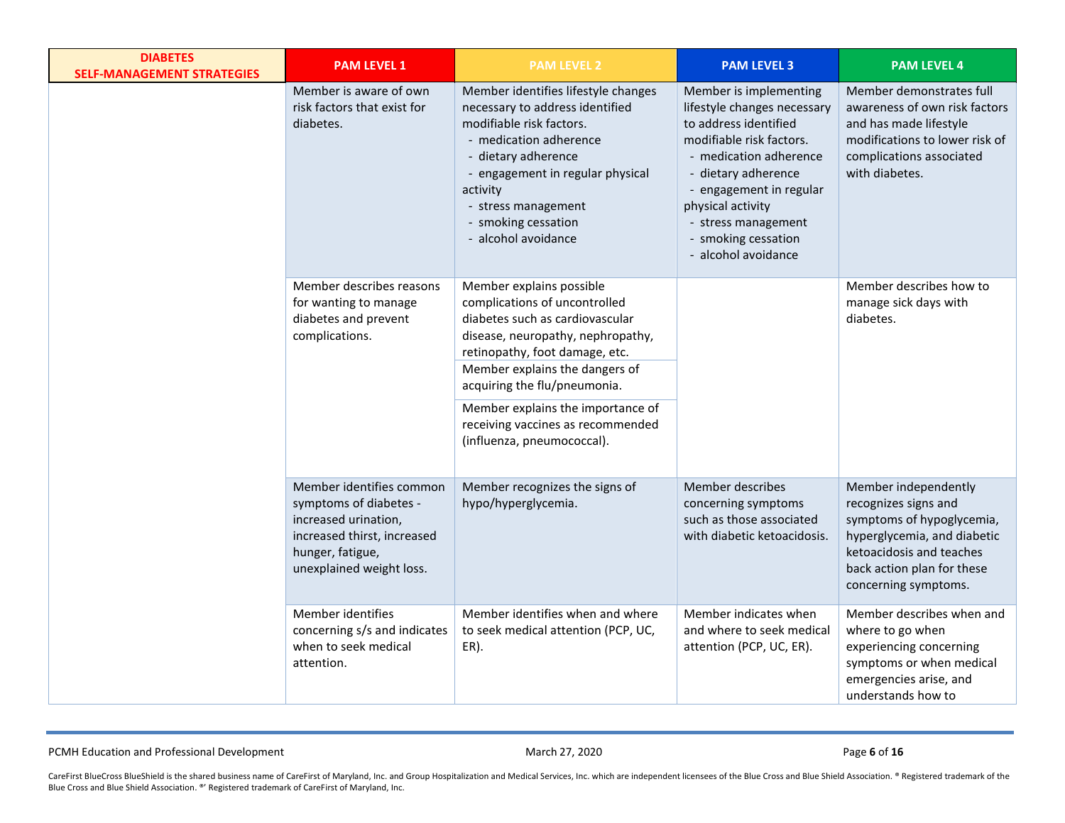| DIABETES SELF-MANAGEMENT STRATEGIES | PAM LEVEL 1 | PAM LEVEL 2 | PAM LEVEL 3 | PAM LEVEL 4 |
|---|---|---|---|---|
| | Member is aware of own risk factors that exist for diabetes. | Member identifies lifestyle changes necessary to address identified modifiable risk factors.<br>- medication adherence<br>- dietary adherence<br>- engagement in regular physical activity<br>- stress management<br>- smoking cessation<br>- alcohol avoidance | Member is implementing lifestyle changes necessary to address identified modifiable risk factors.<br>- medication adherence<br>- dietary adherence<br>- engagement in regular physical activity<br>- stress management<br>- smoking cessation<br>- alcohol avoidance | Member demonstrates full awareness of own risk factors and has made lifestyle modifications to lower risk of complications associated with diabetes. |
| | Member describes reasons for wanting to manage diabetes and prevent complications. | Member explains possible complications of uncontrolled diabetes such as cardiovascular disease, neuropathy, nephropathy, retinopathy, foot damage, etc. | | Member describes how to manage sick days with diabetes. |
| | | Member explains the dangers of acquiring the flu/pneumonia. | | |
| | | Member explains the importance of receiving vaccines as recommended (influenza, pneumococcal). | | |
| | Member identifies common symptoms of diabetes - increased urination, increased thirst, increased hunger, fatigue, unexplained weight loss. | Member recognizes the signs of hypo/hyperglycemia. | Member describes concerning symptoms such as those associated with diabetic ketoacidosis. | Member independently recognizes signs and symptoms of hypoglycemia, hyperglycemia, and diabetic ketoacidosis and teaches back action plan for these concerning symptoms. |
| | Member identifies concerning s/s and indicates when to seek medical attention. | Member identifies when and where to seek medical attention (PCP, UC, ER). | Member indicates when and where to seek medical attention (PCP, UC, ER). | Member describes when and where to go when experiencing concerning symptoms or when medical emergencies arise, and understands how to |

PCMH Education and Professional Development

March 27, 2020

CareFirst BlueCross BlueShield is the shared business name of CareFirst of Maryland, Inc. and Group Hospitalization and Medical Services, Inc. which are independent licensees of the Blue Cross and Blue Shield Association. ® Registered trademark of the Blue Cross and Blue Shield Association. ®′ Registered trademark of CareFirst of Maryland, Inc.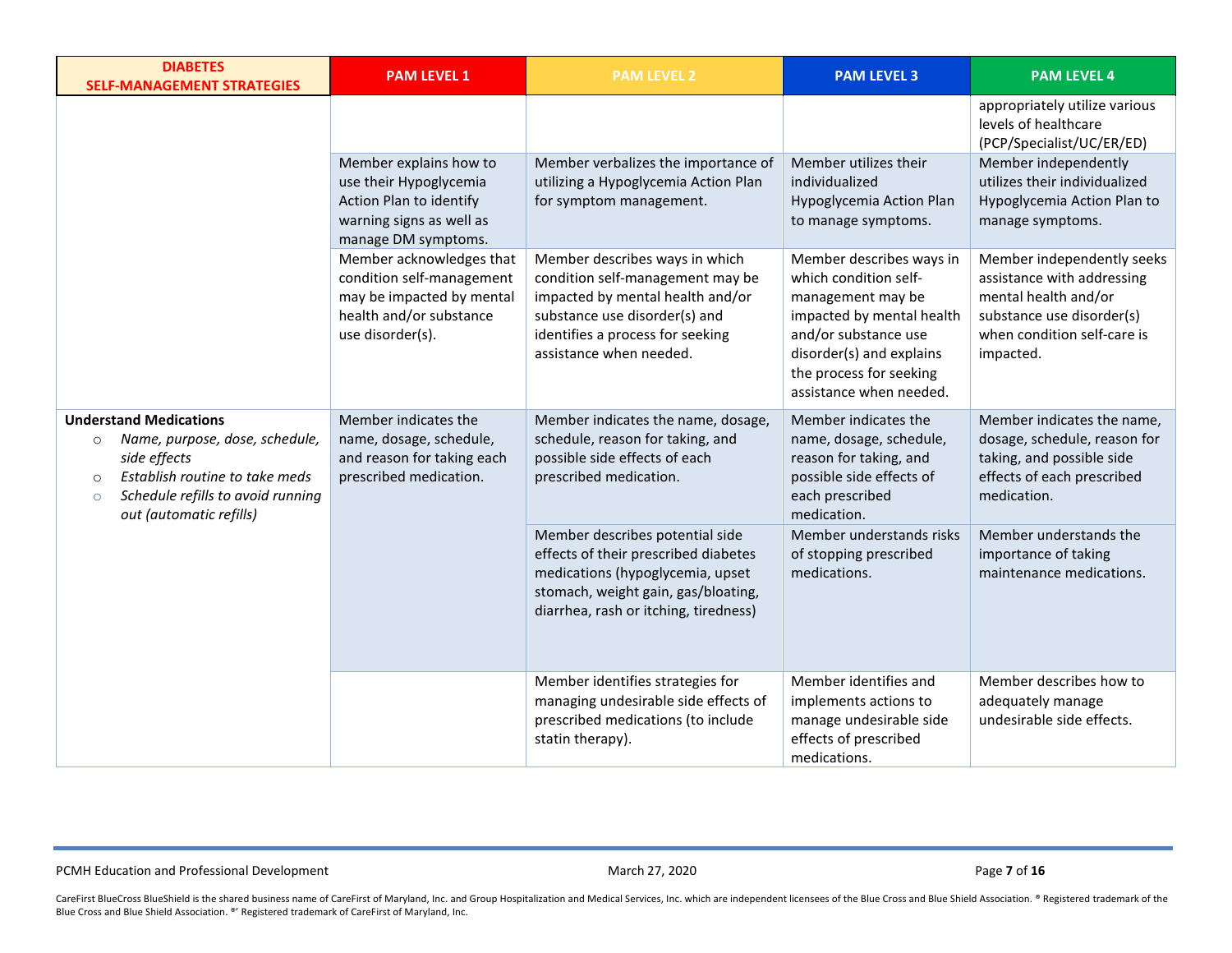| DIABETES SELF-MANAGEMENT STRATEGIES | PAM LEVEL 1 | PAM LEVEL 2 | PAM LEVEL 3 | PAM LEVEL 4 |
|---|---|---|---|---|
| | | | | appropriately utilize various levels of healthcare (PCP/Specialist/UC/ER/ED) |
| | Member explains how to use their Hypoglycemia Action Plan to identify warning signs as well as manage DM symptoms. | Member verbalizes the importance of utilizing a Hypoglycemia Action Plan for symptom management. | Member utilizes their individualized Hypoglycemia Action Plan to manage symptoms. | Member independently utilizes their individualized Hypoglycemia Action Plan to manage symptoms. |
| | Member acknowledges that condition self-management may be impacted by mental health and/or substance use disorder(s). | Member describes ways in which condition self-management may be impacted by mental health and/or substance use disorder(s) and identifies a process for seeking assistance when needed. | Member describes ways in which condition self-management may be impacted by mental health and/or substance use disorder(s) and explains the process for seeking assistance when needed. | Member independently seeks assistance with addressing mental health and/or substance use disorder(s) when condition self-care is impacted. |
| **Understand Medications**<br>○ *Name, purpose, dose, schedule, side effects*<br>○ *Establish routine to take meds*<br>○ *Schedule refills to avoid running out (automatic refills)* | Member indicates the name, dosage, schedule, and reason for taking each prescribed medication. | Member indicates the name, dosage, schedule, reason for taking, and possible side effects of each prescribed medication. | Member indicates the name, dosage, schedule, reason for taking, and possible side effects of each prescribed medication. | Member indicates the name, dosage, schedule, reason for taking, and possible side effects of each prescribed medication. |
| | | Member describes potential side effects of their prescribed diabetes medications (hypoglycemia, upset stomach, weight gain, gas/bloating, diarrhea, rash or itching, tiredness) | Member understands risks of stopping prescribed medications. | Member understands the importance of taking maintenance medications. |
| | | Member identifies strategies for managing undesirable side effects of prescribed medications (to include statin therapy). | Member identifies and implements actions to manage undesirable side effects of prescribed medications. | Member describes how to adequately manage undesirable side effects. |

PCMH Education and Professional Development

March 27, 2020

CareFirst BlueCross BlueShield is the shared business name of CareFirst of Maryland, Inc. and Group Hospitalization and Medical Services, Inc. which are independent licensees of the Blue Cross and Blue Shield Association. ® Registered trademark of the Blue Cross and Blue Shield Association. ®' Registered trademark of CareFirst of Maryland, Inc.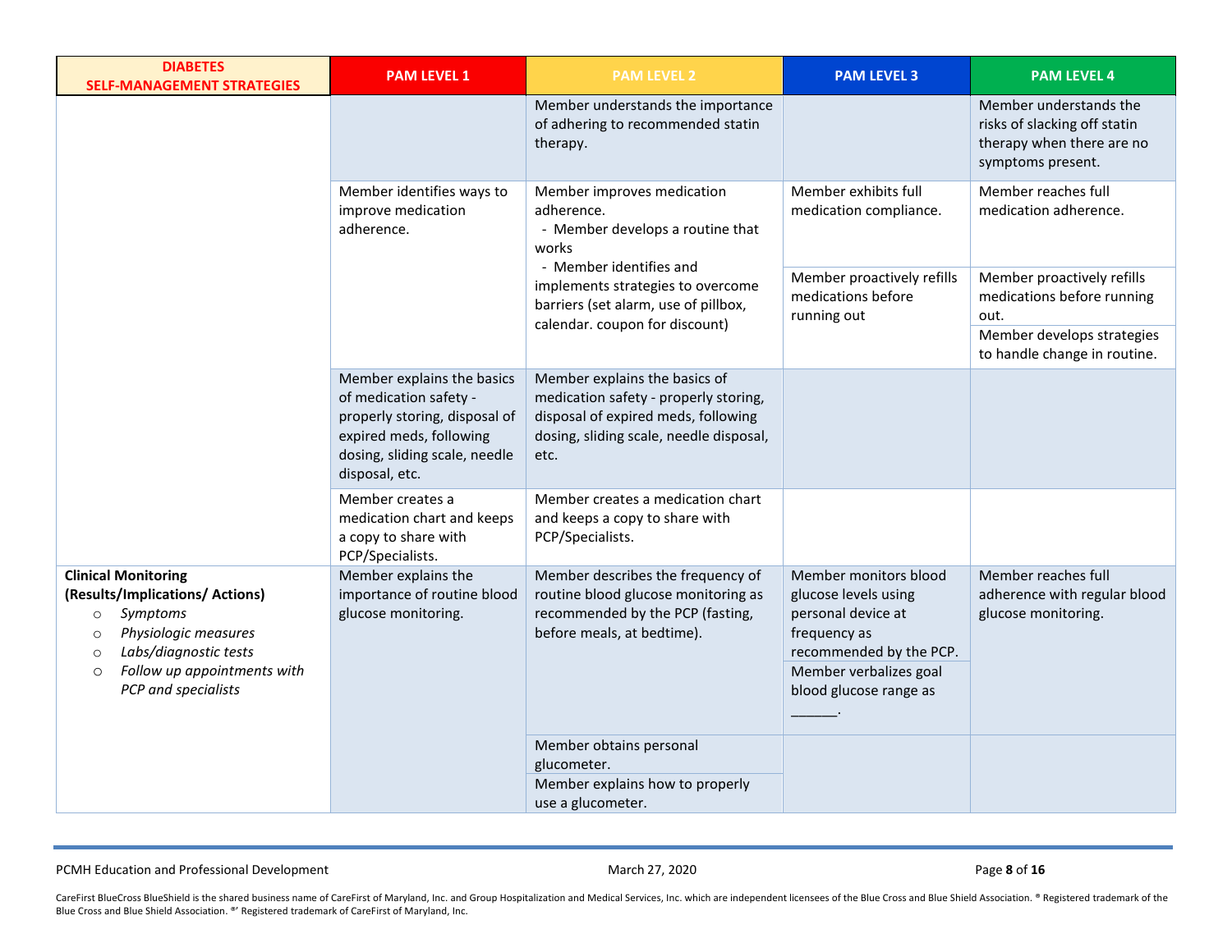| DIABETES SELF-MANAGEMENT STRATEGIES | PAM LEVEL 1 | PAM LEVEL 2 | PAM LEVEL 3 | PAM LEVEL 4 |
|---|---|---|---|---|
| | | Member understands the importance of adhering to recommended statin therapy. | | Member understands the risks of slacking off statin therapy when there are no symptoms present. |
| | Member identifies ways to improve medication adherence. | Member improves medication adherence.<br>- Member develops a routine that works<br>- Member identifies and implements strategies to overcome barriers (set alarm, use of pillbox, calendar. coupon for discount) | Member exhibits full medication compliance. | Member reaches full medication adherence. |
| | | | Member proactively refills medications before running out | Member proactively refills medications before running out. |
| | | | | Member develops strategies to handle change in routine. |
| | Member explains the basics of medication safety - properly storing, disposal of expired meds, following dosing, sliding scale, needle disposal, etc. | Member explains the basics of medication safety - properly storing, disposal of expired meds, following dosing, sliding scale, needle disposal, etc. | | |
| | Member creates a medication chart and keeps a copy to share with PCP/Specialists. | Member creates a medication chart and keeps a copy to share with PCP/Specialists. | | |
| **Clinical Monitoring (Results/Implications/ Actions)**<br>○ *Symptoms*<br>○ *Physiologic measures*<br>○ *Labs/diagnostic tests*<br>○ *Follow up appointments with PCP and specialists* | Member explains the importance of routine blood glucose monitoring. | Member describes the frequency of routine blood glucose monitoring as recommended by the PCP (fasting, before meals, at bedtime). | Member monitors blood glucose levels using personal device at frequency as recommended by the PCP. | Member reaches full adherence with regular blood glucose monitoring. |
| | | | Member verbalizes goal blood glucose range as ______. | |
| | | Member obtains personal glucometer. | | |
| | | Member explains how to properly use a glucometer. | | |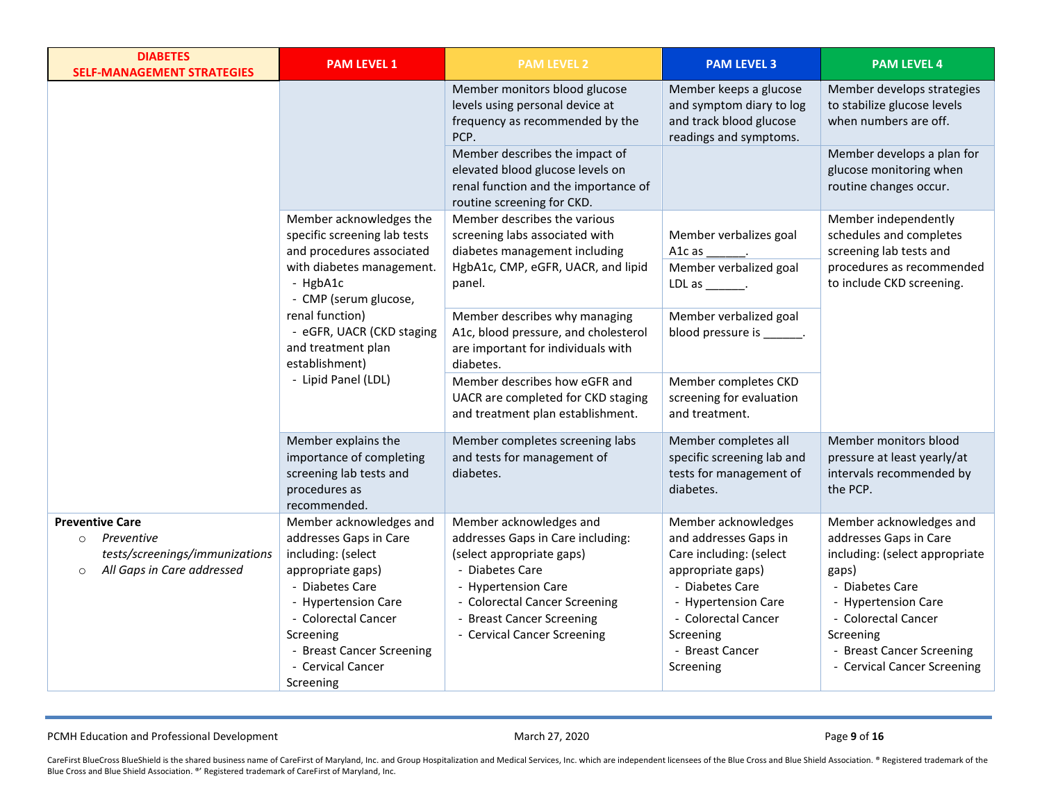| DIABETES SELF-MANAGEMENT STRATEGIES | PAM LEVEL 1 | PAM LEVEL 2 | PAM LEVEL 3 | PAM LEVEL 4 |
|---|---|---|---|---|
| | | Member monitors blood glucose levels using personal device at frequency as recommended by the PCP. | Member keeps a glucose and symptom diary to log and track blood glucose readings and symptoms. | Member develops strategies to stabilize glucose levels when numbers are off. |
| | | Member describes the impact of elevated blood glucose levels on renal function and the importance of routine screening for CKD. | | Member develops a plan for glucose monitoring when routine changes occur. |
| | Member acknowledges the specific screening lab tests and procedures associated with diabetes management.<br>- HgbA1c<br>- CMP (serum glucose, renal function)<br>- eGFR, UACR (CKD staging and treatment plan establishment)<br>- Lipid Panel (LDL) | Member describes the various screening labs associated with diabetes management including HgbA1c, CMP, eGFR, UACR, and lipid panel. | Member verbalizes goal A1c as ______.<br>Member verbalized goal LDL as ______. | Member independently schedules and completes screening lab tests and procedures as recommended to include CKD screening. |
| | | Member describes why managing A1c, blood pressure, and cholesterol are important for individuals with diabetes. | Member verbalized goal blood pressure is ______. | |
| | | Member describes how eGFR and UACR are completed for CKD staging and treatment plan establishment. | Member completes CKD screening for evaluation and treatment. | |
| | Member explains the importance of completing screening lab tests and procedures as recommended. | Member completes screening labs and tests for management of diabetes. | Member completes all specific screening lab and tests for management of diabetes. | Member monitors blood pressure at least yearly/at intervals recommended by the PCP. |
| **Preventive Care**<br>○ *Preventive tests/screenings/immunizations*<br>○ *All Gaps in Care addressed* | Member acknowledges and addresses Gaps in Care including: (select appropriate gaps)<br>- Diabetes Care<br>- Hypertension Care<br>- Colorectal Cancer Screening<br>- Breast Cancer Screening<br>- Cervical Cancer Screening | Member acknowledges and addresses Gaps in Care including: (select appropriate gaps)<br>- Diabetes Care<br>- Hypertension Care<br>- Colorectal Cancer Screening<br>- Breast Cancer Screening<br>- Cervical Cancer Screening | Member acknowledges and addresses Gaps in Care including: (select appropriate gaps)<br>- Diabetes Care<br>- Hypertension Care<br>- Colorectal Cancer Screening<br>- Breast Cancer Screening | Member acknowledges and addresses Gaps in Care including: (select appropriate gaps)<br>- Diabetes Care<br>- Hypertension Care<br>- Colorectal Cancer Screening<br>- Breast Cancer Screening<br>- Cervical Cancer Screening |

PCMH Education and Professional Development — March 27, 2020

CareFirst BlueCross BlueShield is the shared business name of CareFirst of Maryland, Inc. and Group Hospitalization and Medical Services, Inc. which are independent licensees of the Blue Cross and Blue Shield Association. ® Registered trademark of the Blue Cross and Blue Shield Association. ®´ Registered trademark of CareFirst of Maryland, Inc.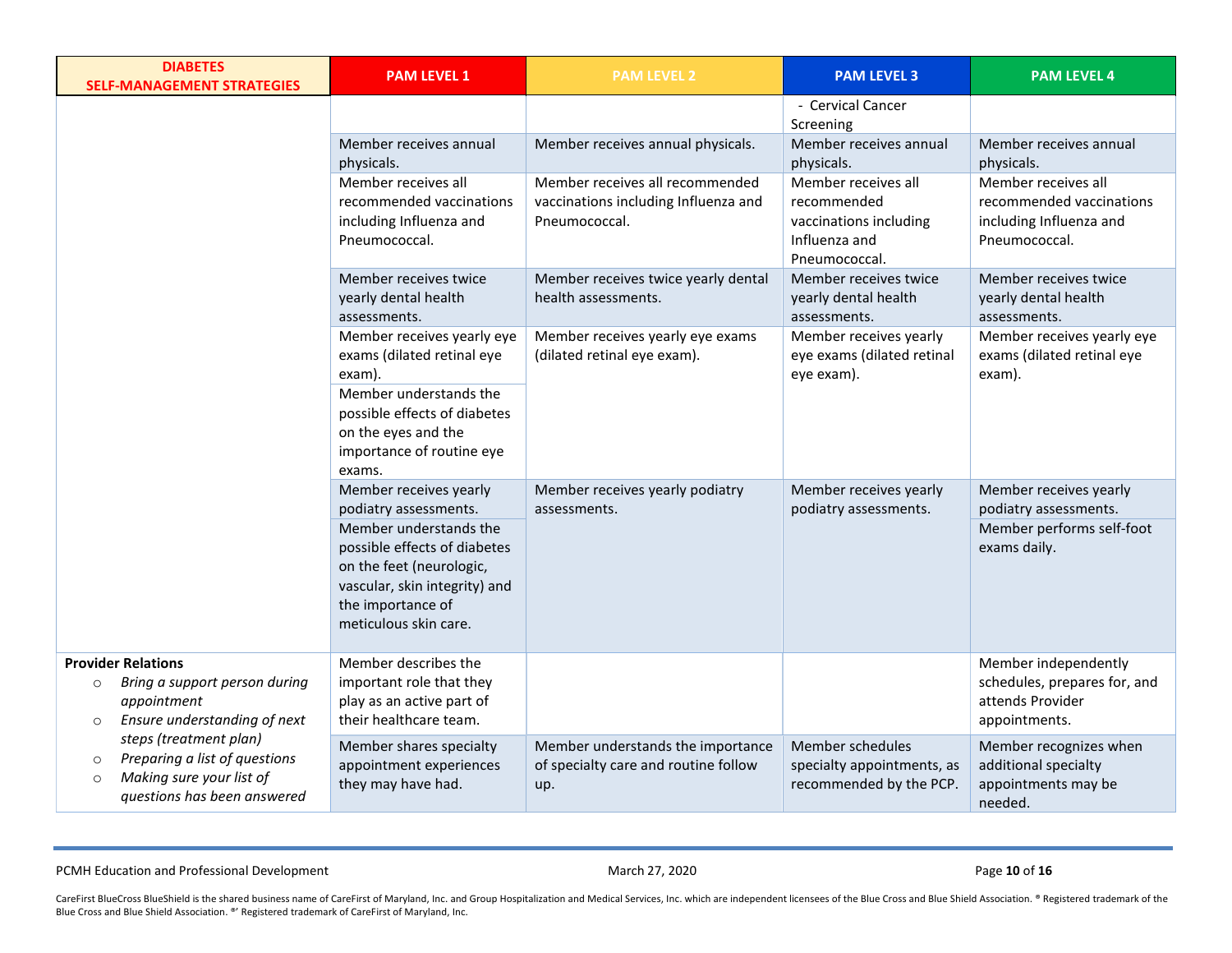| DIABETES SELF-MANAGEMENT STRATEGIES | PAM LEVEL 1 | PAM LEVEL 2 | PAM LEVEL 3 | PAM LEVEL 4 |
|---|---|---|---|---|
| | | | - Cervical Cancer Screening | |
| | Member receives annual physicals. | Member receives annual physicals. | Member receives annual physicals. | Member receives annual physicals. |
| | Member receives all recommended vaccinations including Influenza and Pneumococcal. | Member receives all recommended vaccinations including Influenza and Pneumococcal. | Member receives all recommended vaccinations including Influenza and Pneumococcal. | Member receives all recommended vaccinations including Influenza and Pneumococcal. |
| | Member receives twice yearly dental health assessments. | Member receives twice yearly dental health assessments. | Member receives twice yearly dental health assessments. | Member receives twice yearly dental health assessments. |
| | Member receives yearly eye exams (dilated retinal eye exam). | Member receives yearly eye exams (dilated retinal eye exam). | Member receives yearly eye exams (dilated retinal eye exam). | Member receives yearly eye exams (dilated retinal eye exam). |
| | Member understands the possible effects of diabetes on the eyes and the importance of routine eye exams. | | | |
| | Member receives yearly podiatry assessments. | Member receives yearly podiatry assessments. | Member receives yearly podiatry assessments. | Member receives yearly podiatry assessments. |
| | Member understands the possible effects of diabetes on the feet (neurologic, vascular, skin integrity) and the importance of meticulous skin care. | | | Member performs self-foot exams daily. |
| **Provider Relations**<br>○ *Bring a support person during appointment*<br>○ *Ensure understanding of next steps (treatment plan)*<br>○ *Preparing a list of questions*<br>○ *Making sure your list of questions has been answered* | Member describes the important role that they play as an active part of their healthcare team. | | | Member independently schedules, prepares for, and attends Provider appointments. |
| | Member shares specialty appointment experiences they may have had. | Member understands the importance of specialty care and routine follow up. | Member schedules specialty appointments, as recommended by the PCP. | Member recognizes when additional specialty appointments may be needed. |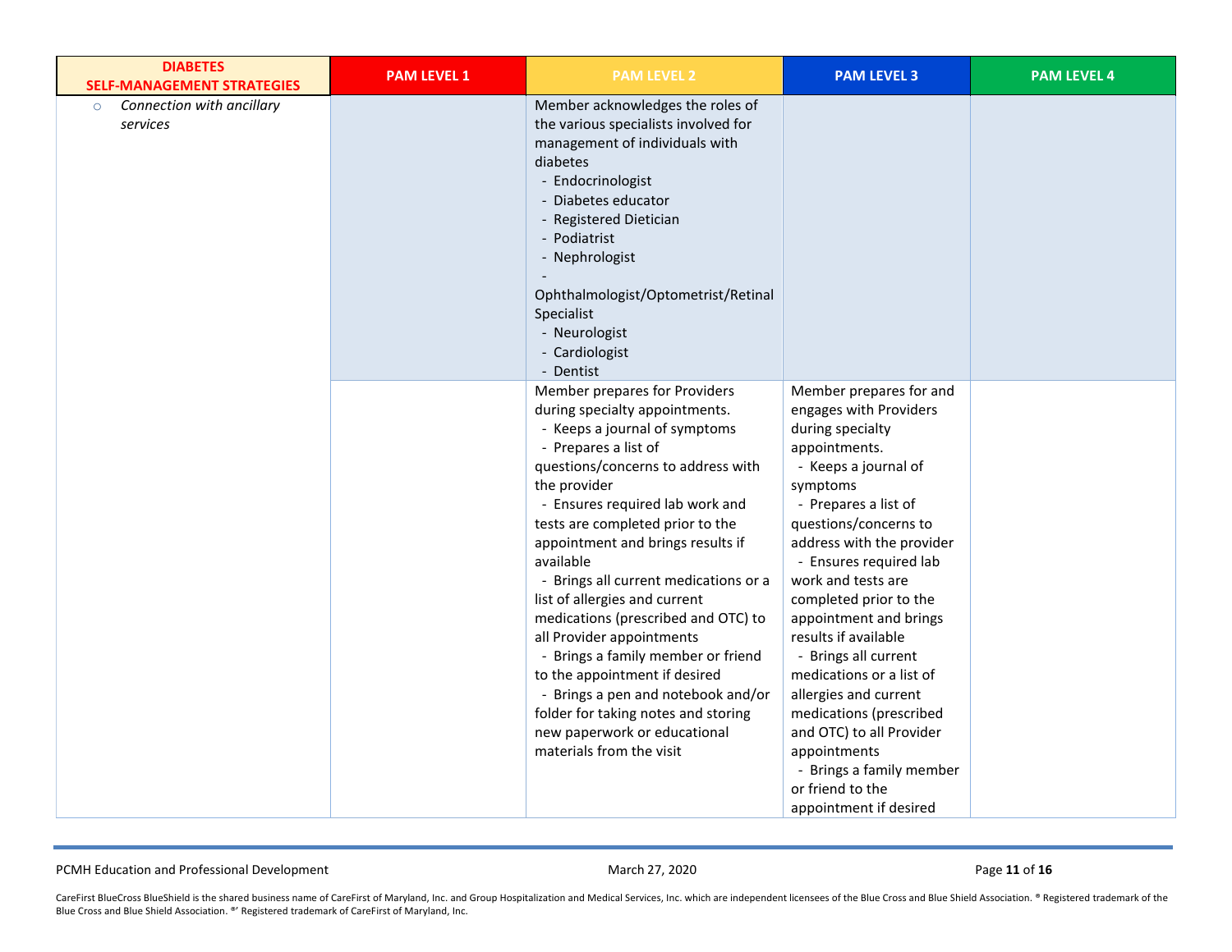| DIABETES SELF-MANAGEMENT STRATEGIES | PAM LEVEL 1 | PAM LEVEL 2 | PAM LEVEL 3 | PAM LEVEL 4 |
|---|---|---|---|---|
| ○ *Connection with ancillary services* | | Member acknowledges the roles of the various specialists involved for management of individuals with diabetes<br>- Endocrinologist<br>- Diabetes educator<br>- Registered Dietician<br>- Podiatrist<br>- Nephrologist<br>- Ophthalmologist/Optometrist/Retinal Specialist<br>- Neurologist<br>- Cardiologist<br>- Dentist | | |
| | | Member prepares for Providers during specialty appointments.<br>- Keeps a journal of symptoms<br>- Prepares a list of questions/concerns to address with the provider<br>- Ensures required lab work and tests are completed prior to the appointment and brings results if available<br>- Brings all current medications or a list of allergies and current medications (prescribed and OTC) to all Provider appointments<br>- Brings a family member or friend to the appointment if desired<br>- Brings a pen and notebook and/or folder for taking notes and storing new paperwork or educational materials from the visit | Member prepares for and engages with Providers during specialty appointments.<br>- Keeps a journal of symptoms<br>- Prepares a list of questions/concerns to address with the provider<br>- Ensures required lab work and tests are completed prior to the appointment and brings results if available<br>- Brings all current medications or a list of allergies and current medications (prescribed and OTC) to all Provider appointments<br>- Brings a family member or friend to the appointment if desired | |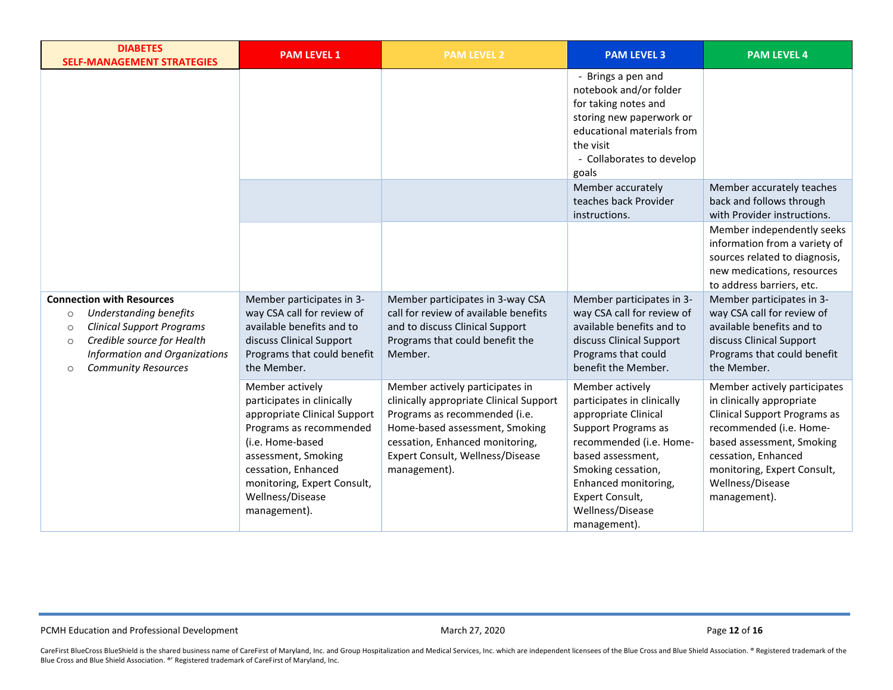| DIABETES SELF-MANAGEMENT STRATEGIES | PAM LEVEL 1 | PAM LEVEL 2 | PAM LEVEL 3 | PAM LEVEL 4 |
|---|---|---|---|---|
| | | | - Brings a pen and notebook and/or folder for taking notes and storing new paperwork or educational materials from the visit<br>- Collaborates to develop goals | |
| | | | Member accurately teaches back Provider instructions. | Member accurately teaches back and follows through with Provider instructions. |
| | | | | Member independently seeks information from a variety of sources related to diagnosis, new medications, resources to address barriers, etc. |
| **Connection with Resources**<br>○ *Understanding benefits*<br>○ *Clinical Support Programs*<br>○ *Credible source for Health Information and Organizations*<br>○ *Community Resources* | Member participates in 3-way CSA call for review of available benefits and to discuss Clinical Support Programs that could benefit the Member. | Member participates in 3-way CSA call for review of available benefits and to discuss Clinical Support Programs that could benefit the Member. | Member participates in 3-way CSA call for review of available benefits and to discuss Clinical Support Programs that could benefit the Member. | Member participates in 3-way CSA call for review of available benefits and to discuss Clinical Support Programs that could benefit the Member. |
| | Member actively participates in clinically appropriate Clinical Support Programs as recommended (i.e. Home-based assessment, Smoking cessation, Enhanced monitoring, Expert Consult, Wellness/Disease management). | Member actively participates in clinically appropriate Clinical Support Programs as recommended (i.e. Home-based assessment, Smoking cessation, Enhanced monitoring, Expert Consult, Wellness/Disease management). | Member actively participates in clinically appropriate Clinical Support Programs as recommended (i.e. Home-based assessment, Smoking cessation, Enhanced monitoring, Expert Consult, Wellness/Disease management). | Member actively participates in clinically appropriate Clinical Support Programs as recommended (i.e. Home-based assessment, Smoking cessation, Enhanced monitoring, Expert Consult, Wellness/Disease management). |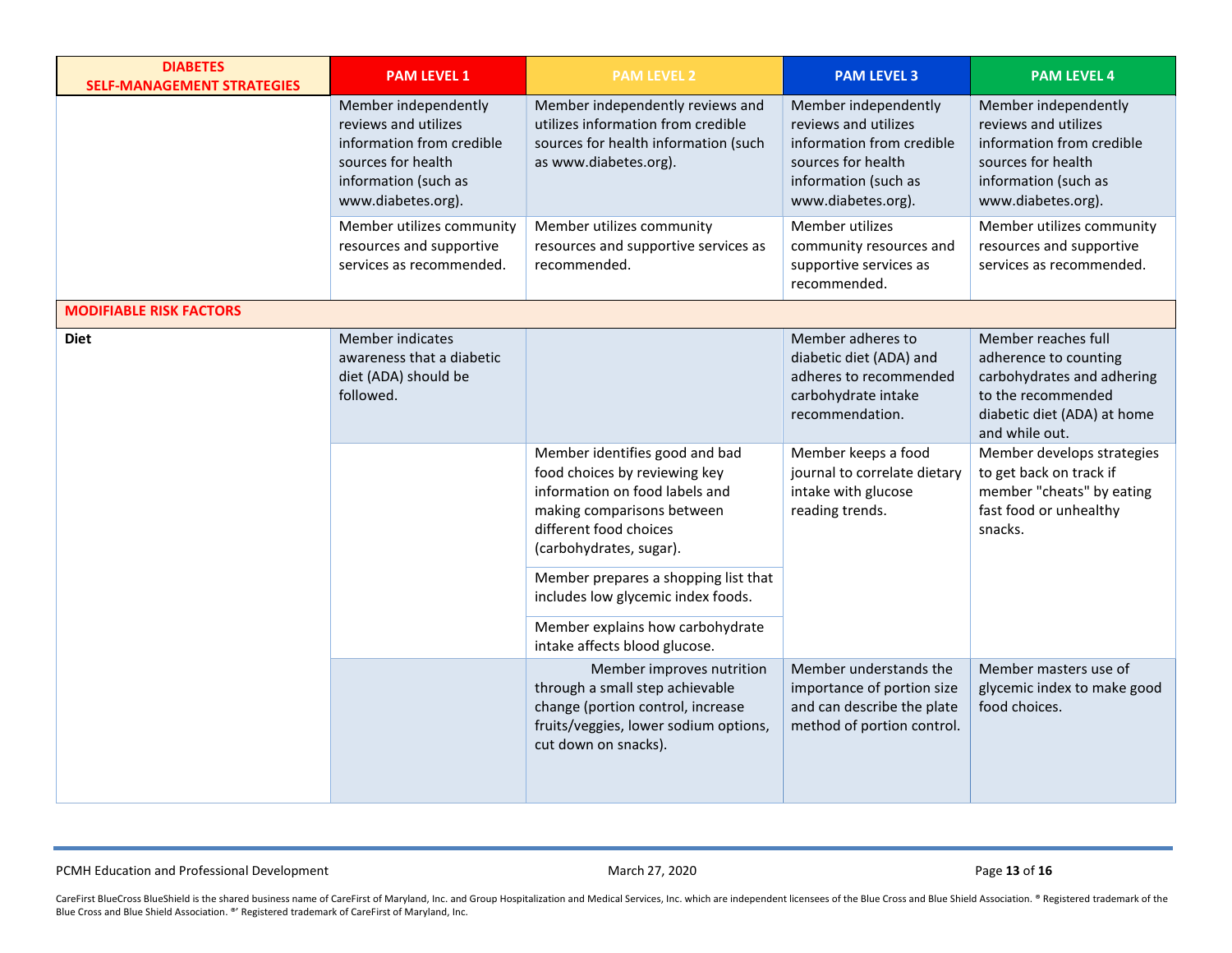| DIABETES SELF-MANAGEMENT STRATEGIES | PAM LEVEL 1 | PAM LEVEL 2 | PAM LEVEL 3 | PAM LEVEL 4 |
|---|---|---|---|---|
| | Member independently reviews and utilizes information from credible sources for health information (such as www.diabetes.org). | Member independently reviews and utilizes information from credible sources for health information (such as www.diabetes.org). | Member independently reviews and utilizes information from credible sources for health information (such as www.diabetes.org). | Member independently reviews and utilizes information from credible sources for health information (such as www.diabetes.org). |
| | Member utilizes community resources and supportive services as recommended. | Member utilizes community resources and supportive services as recommended. | Member utilizes community resources and supportive services as recommended. | Member utilizes community resources and supportive services as recommended. |
| **MODIFIABLE RISK FACTORS** | | | | |
| **Diet** | Member indicates awareness that a diabetic diet (ADA) should be followed. | | Member adheres to diabetic diet (ADA) and adheres to recommended carbohydrate intake recommendation. | Member reaches full adherence to counting carbohydrates and adhering to the recommended diabetic diet (ADA) at home and while out. |
| | | Member identifies good and bad food choices by reviewing key information on food labels and making comparisons between different food choices (carbohydrates, sugar). | Member keeps a food journal to correlate dietary intake with glucose reading trends. | Member develops strategies to get back on track if member "cheats" by eating fast food or unhealthy snacks. |
| | | Member prepares a shopping list that includes low glycemic index foods. | | |
| | | Member explains how carbohydrate intake affects blood glucose. | | |
| | | Member improves nutrition through a small step achievable change (portion control, increase fruits/veggies, lower sodium options, cut down on snacks). | Member understands the importance of portion size and can describe the plate method of portion control. | Member masters use of glycemic index to make good food choices. |

PCMH Education and Professional Development

March 27, 2020

CareFirst BlueCross BlueShield is the shared business name of CareFirst of Maryland, Inc. and Group Hospitalization and Medical Services, Inc. which are independent licensees of the Blue Cross and Blue Shield Association. ® Registered trademark of the Blue Cross and Blue Shield Association. ®' Registered trademark of CareFirst of Maryland, Inc.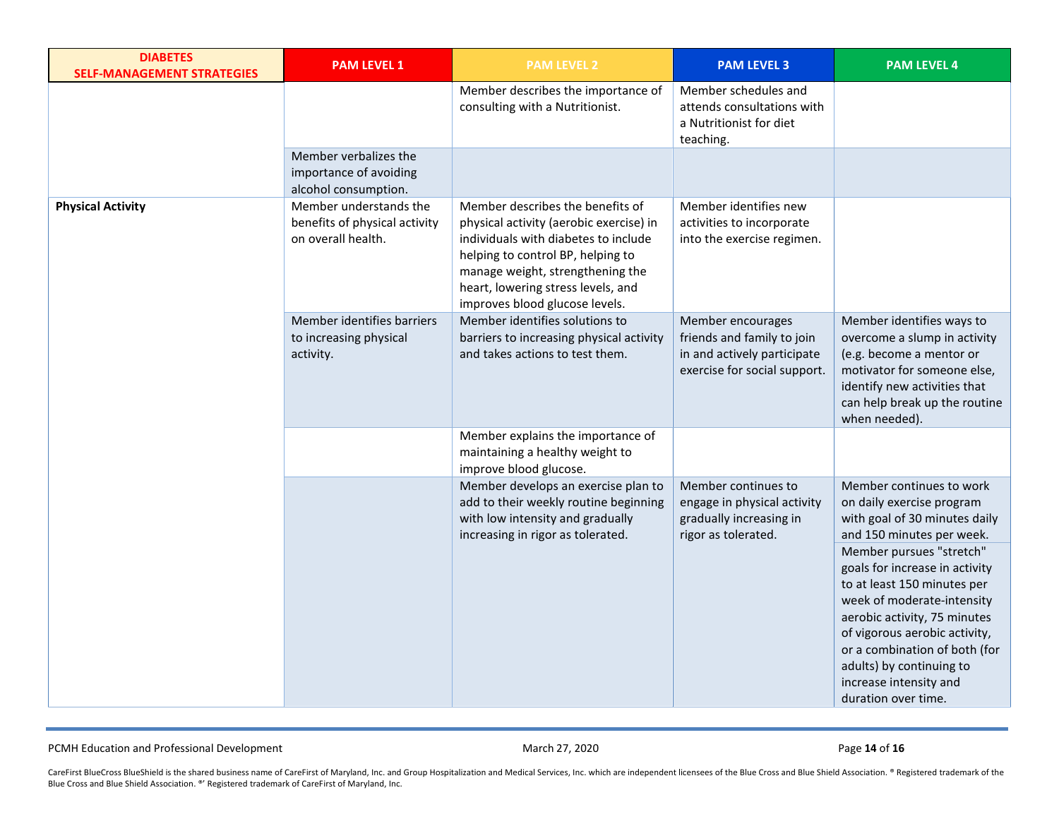| DIABETES SELF-MANAGEMENT STRATEGIES | PAM LEVEL 1 | PAM LEVEL 2 | PAM LEVEL 3 | PAM LEVEL 4 |
| --- | --- | --- | --- | --- |
| | | Member describes the importance of consulting with a Nutritionist. | Member schedules and attends consultations with a Nutritionist for diet teaching. | |
| | Member verbalizes the importance of avoiding alcohol consumption. | | | |
| **Physical Activity** | Member understands the benefits of physical activity on overall health. | Member describes the benefits of physical activity (aerobic exercise) in individuals with diabetes to include helping to control BP, helping to manage weight, strengthening the heart, lowering stress levels, and improves blood glucose levels. | Member identifies new activities to incorporate into the exercise regimen. | |
| | Member identifies barriers to increasing physical activity. | Member identifies solutions to barriers to increasing physical activity and takes actions to test them. | Member encourages friends and family to join in and actively participate exercise for social support. | Member identifies ways to overcome a slump in activity (e.g. become a mentor or motivator for someone else, identify new activities that can help break up the routine when needed). |
| | | Member explains the importance of maintaining a healthy weight to improve blood glucose. | | |
| | | Member develops an exercise plan to add to their weekly routine beginning with low intensity and gradually increasing in rigor as tolerated. | Member continues to engage in physical activity gradually increasing in rigor as tolerated. | Member continues to work on daily exercise program with goal of 30 minutes daily and 150 minutes per week. |
| | | | | Member pursues "stretch" goals for increase in activity to at least 150 minutes per week of moderate-intensity aerobic activity, 75 minutes of vigorous aerobic activity, or a combination of both (for adults) by continuing to increase intensity and duration over time. |

PCMH Education and Professional Development — March 27, 2020

CareFirst BlueCross BlueShield is the shared business name of CareFirst of Maryland, Inc. and Group Hospitalization and Medical Services, Inc. which are independent licensees of the Blue Cross and Blue Shield Association. ® Registered trademark of the Blue Cross and Blue Shield Association. ®' Registered trademark of CareFirst of Maryland, Inc.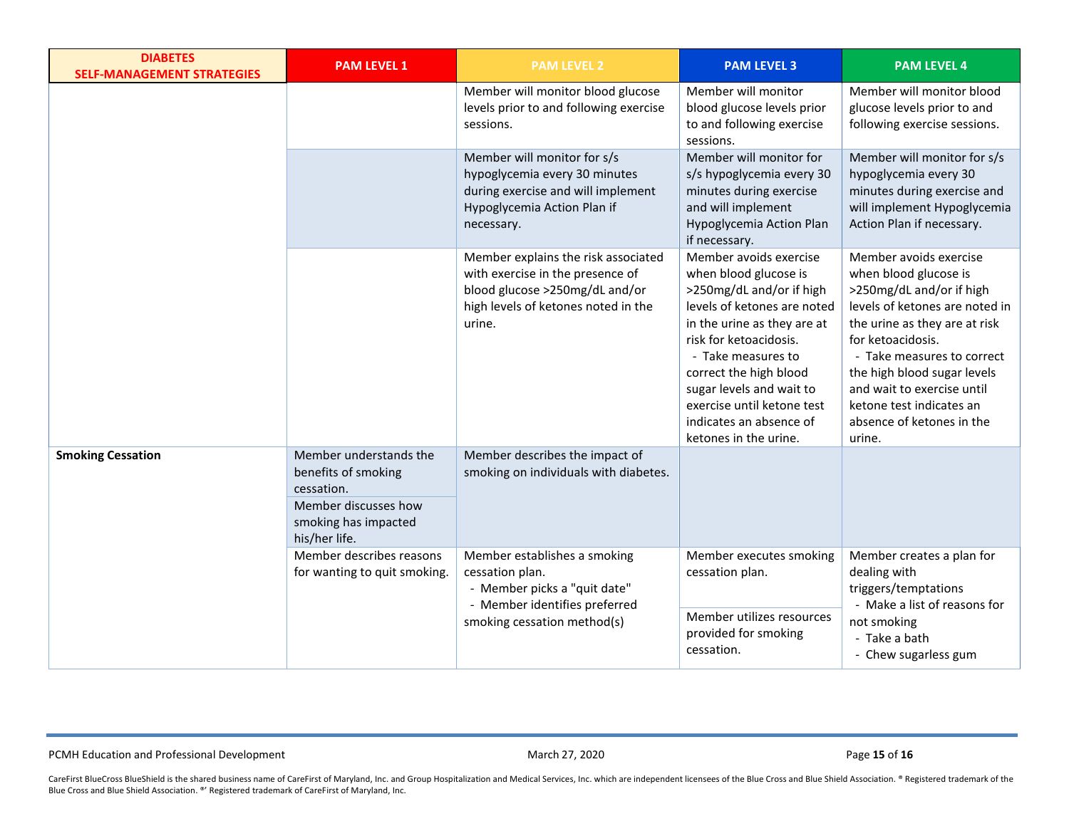| DIABETES SELF-MANAGEMENT STRATEGIES | PAM LEVEL 1 | PAM LEVEL 2 | PAM LEVEL 3 | PAM LEVEL 4 |
|---|---|---|---|---|
| | | Member will monitor blood glucose levels prior to and following exercise sessions. | Member will monitor blood glucose levels prior to and following exercise sessions. | Member will monitor blood glucose levels prior to and following exercise sessions. |
| | | Member will monitor for s/s hypoglycemia every 30 minutes during exercise and will implement Hypoglycemia Action Plan if necessary. | Member will monitor for s/s hypoglycemia every 30 minutes during exercise and will implement Hypoglycemia Action Plan if necessary. | Member will monitor for s/s hypoglycemia every 30 minutes during exercise and will implement Hypoglycemia Action Plan if necessary. |
| | | Member explains the risk associated with exercise in the presence of blood glucose >250mg/dL and/or high levels of ketones noted in the urine. | Member avoids exercise when blood glucose is >250mg/dL and/or if high levels of ketones are noted in the urine as they are at risk for ketoacidosis.<br>- Take measures to correct the high blood sugar levels and wait to exercise until ketone test indicates an absence of ketones in the urine. | Member avoids exercise when blood glucose is >250mg/dL and/or if high levels of ketones are noted in the urine as they are at risk for ketoacidosis.<br>- Take measures to correct the high blood sugar levels and wait to exercise until ketone test indicates an absence of ketones in the urine. |
| **Smoking Cessation** | Member understands the benefits of smoking cessation.<br>Member discusses how smoking has impacted his/her life. | Member describes the impact of smoking on individuals with diabetes. | | |
| | Member describes reasons for wanting to quit smoking. | Member establishes a smoking cessation plan.<br>- Member picks a "quit date"<br>- Member identifies preferred smoking cessation method(s) | Member executes smoking cessation plan.<br>Member utilizes resources provided for smoking cessation. | Member creates a plan for dealing with triggers/temptations<br>- Make a list of reasons for not smoking<br>- Take a bath<br>- Chew sugarless gum |

PCMH Education and Professional Development

March 27, 2020

CareFirst BlueCross BlueShield is the shared business name of CareFirst of Maryland, Inc. and Group Hospitalization and Medical Services, Inc. which are independent licensees of the Blue Cross and Blue Shield Association. ® Registered trademark of the Blue Cross and Blue Shield Association. ®' Registered trademark of CareFirst of Maryland, Inc.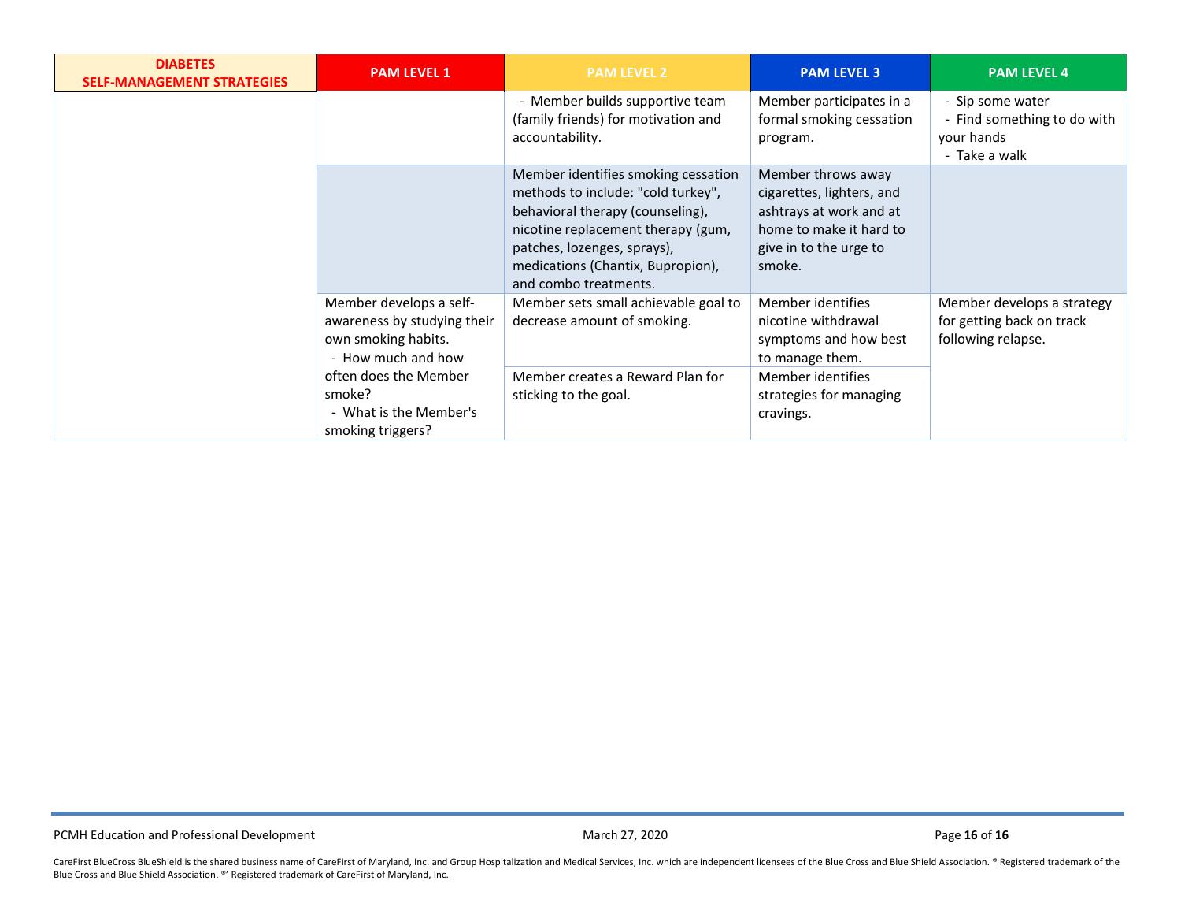| DIABETES SELF-MANAGEMENT STRATEGIES | PAM LEVEL 1 | PAM LEVEL 2 | PAM LEVEL 3 | PAM LEVEL 4 |
|---|---|---|---|---|
| | | - Member builds supportive team (family friends) for motivation and accountability. | Member participates in a formal smoking cessation program. | - Sip some water<br>- Find something to do with your hands<br>- Take a walk |
| | | Member identifies smoking cessation methods to include: "cold turkey", behavioral therapy (counseling), nicotine replacement therapy (gum, patches, lozenges, sprays), medications (Chantix, Bupropion), and combo treatments. | Member throws away cigarettes, lighters, and ashtrays at work and at home to make it hard to give in to the urge to smoke. | |
| | Member develops a self-awareness by studying their own smoking habits.<br>- How much and how often does the Member smoke?<br>- What is the Member's smoking triggers? | Member sets small achievable goal to decrease amount of smoking. | Member identifies nicotine withdrawal symptoms and how best to manage them. | Member develops a strategy for getting back on track following relapse. |
| | | Member creates a Reward Plan for sticking to the goal. | Member identifies strategies for managing cravings. | |

PCMH Education and Professional Development — March 27, 2020

CareFirst BlueCross BlueShield is the shared business name of CareFirst of Maryland, Inc. and Group Hospitalization and Medical Services, Inc. which are independent licensees of the Blue Cross and Blue Shield Association. ® Registered trademark of the Blue Cross and Blue Shield Association. ®' Registered trademark of CareFirst of Maryland, Inc.